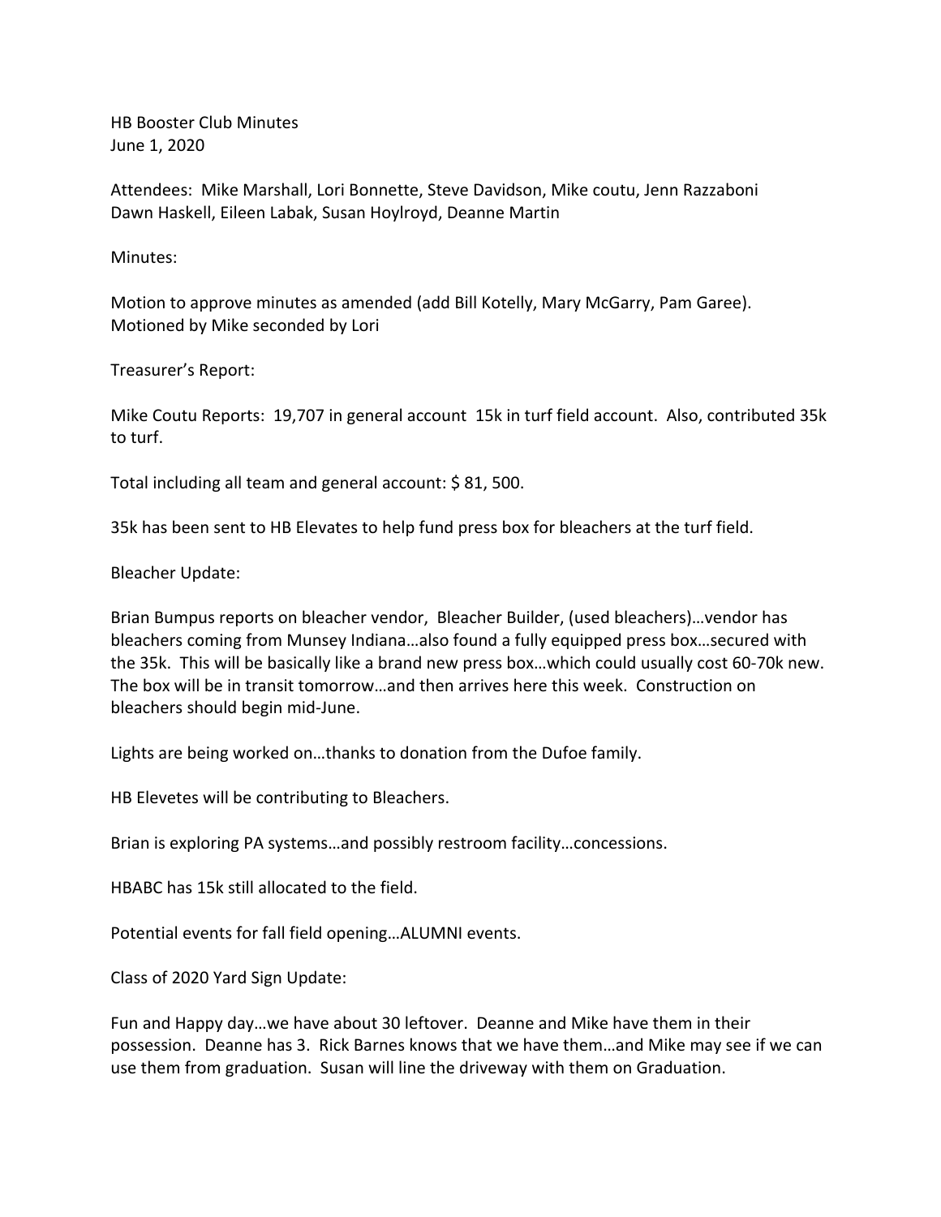HB Booster Club Minutes
June 1, 2020

Attendees: Mike Marshall, Lori Bonnette, Steve Davidson, Mike coutu, Jenn Razzaboni
Dawn Haskell, Eileen Labak, Susan Hoylroyd, Deanne Martin

Minutes:

Motion to approve minutes as amended (add Bill Kotelly, Mary McGarry, Pam Garee).
Motioned by Mike seconded by Lori

Treasurer's Report:

Mike Coutu Reports: 19,707 in general account 15k in turf field account. Also, contributed 35k to turf.

Total including all team and general account: $ 81, 500.

35k has been sent to HB Elevates to help fund press box for bleachers at the turf field.

Bleacher Update:

Brian Bumpus reports on bleacher vendor, Bleacher Builder, (used bleachers)…vendor has bleachers coming from Munsey Indiana…also found a fully equipped press box…secured with the 35k. This will be basically like a brand new press box…which could usually cost 60-70k new. The box will be in transit tomorrow…and then arrives here this week. Construction on bleachers should begin mid-June.

Lights are being worked on…thanks to donation from the Dufoe family.

HB Elevetes will be contributing to Bleachers.

Brian is exploring PA systems…and possibly restroom facility…concessions.

HBABC has 15k still allocated to the field.

Potential events for fall field opening…ALUMNI events.

Class of 2020 Yard Sign Update:

Fun and Happy day…we have about 30 leftover. Deanne and Mike have them in their possession. Deanne has 3. Rick Barnes knows that we have them…and Mike may see if we can use them from graduation. Susan will line the driveway with them on Graduation.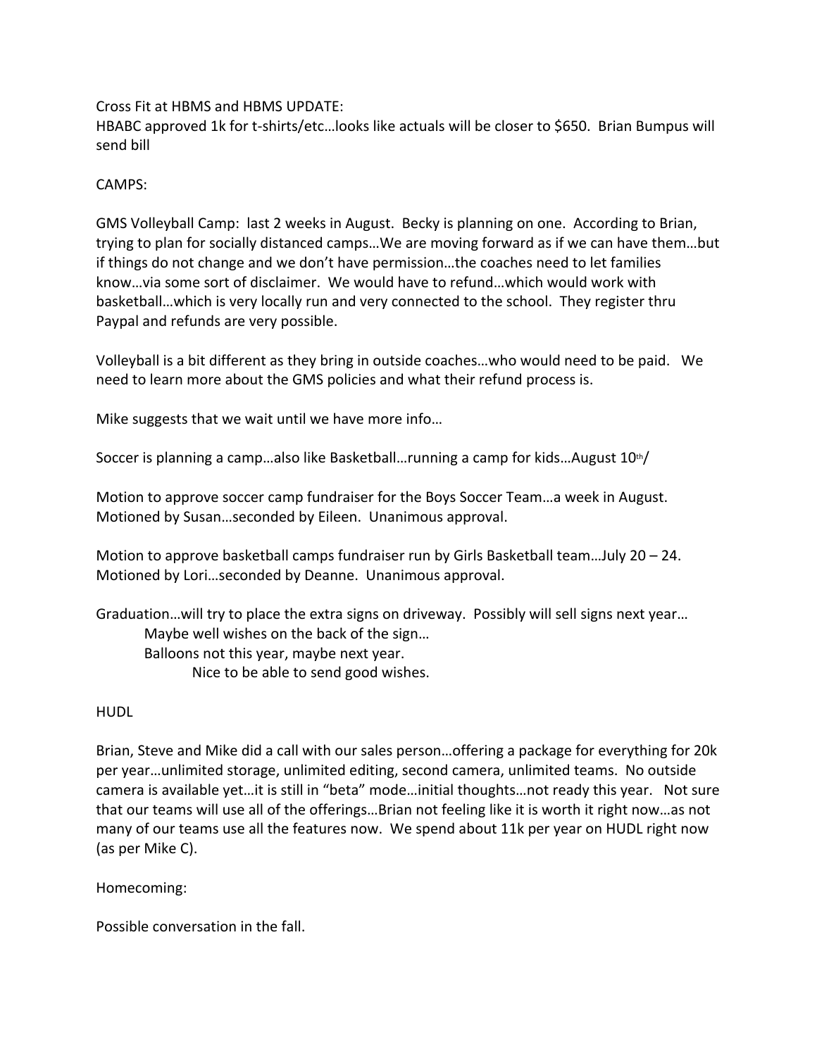Cross Fit at HBMS and HBMS UPDATE:
HBABC approved 1k for t-shirts/etc…looks like actuals will be closer to $650. Brian Bumpus will send bill

CAMPS:

GMS Volleyball Camp: last 2 weeks in August. Becky is planning on one. According to Brian, trying to plan for socially distanced camps…We are moving forward as if we can have them…but if things do not change and we don't have permission…the coaches need to let families know…via some sort of disclaimer. We would have to refund…which would work with basketball…which is very locally run and very connected to the school. They register thru Paypal and refunds are very possible.

Volleyball is a bit different as they bring in outside coaches…who would need to be paid. We need to learn more about the GMS policies and what their refund process is.

Mike suggests that we wait until we have more info…

Soccer is planning a camp…also like Basketball…running a camp for kids…August 10th/

Motion to approve soccer camp fundraiser for the Boys Soccer Team…a week in August. Motioned by Susan…seconded by Eileen. Unanimous approval.

Motion to approve basketball camps fundraiser run by Girls Basketball team…July 20 – 24. Motioned by Lori…seconded by Deanne. Unanimous approval.

Graduation…will try to place the extra signs on driveway. Possibly will sell signs next year…
Maybe well wishes on the back of the sign…
Balloons not this year, maybe next year.
Nice to be able to send good wishes.

HUDL

Brian, Steve and Mike did a call with our sales person…offering a package for everything for 20k per year…unlimited storage, unlimited editing, second camera, unlimited teams. No outside camera is available yet…it is still in "beta" mode…initial thoughts…not ready this year. Not sure that our teams will use all of the offerings…Brian not feeling like it is worth it right now…as not many of our teams use all the features now. We spend about 11k per year on HUDL right now (as per Mike C).

Homecoming:

Possible conversation in the fall.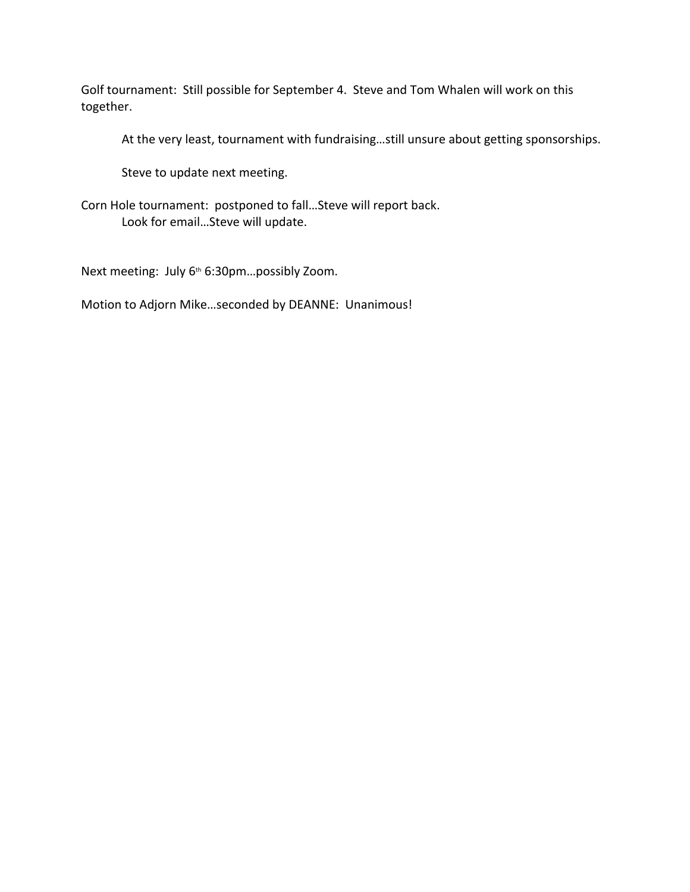Golf tournament: Still possible for September 4. Steve and Tom Whalen will work on this together.

At the very least, tournament with fundraising…still unsure about getting sponsorships.

Steve to update next meeting.

Corn Hole tournament: postponed to fall…Steve will report back.
Look for email…Steve will update.

Next meeting: July 6th 6:30pm…possibly Zoom.

Motion to Adjorn Mike…seconded by DEANNE: Unanimous!